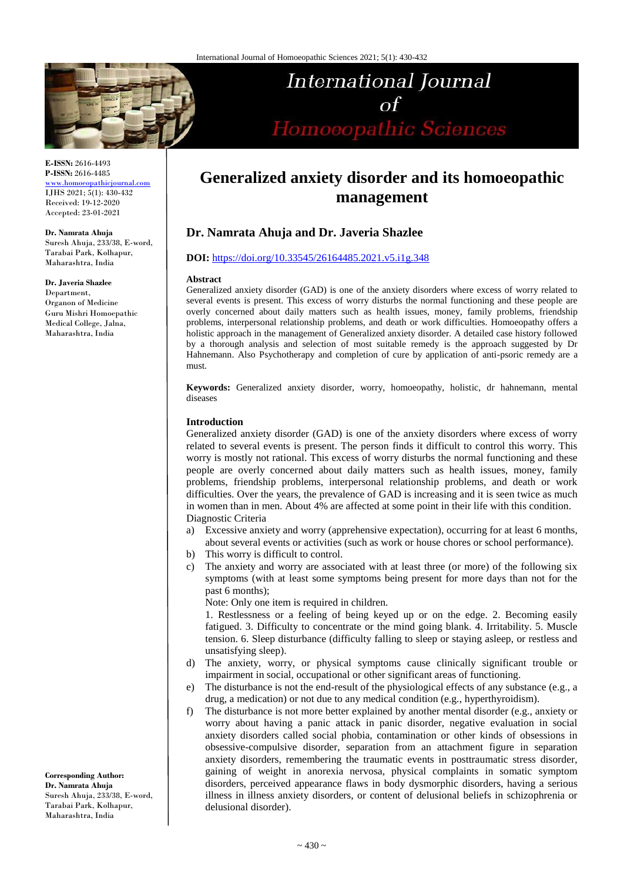# Generalized anxiety disorder and its homoeopathic management

**Dr. Namrata Ahuja and Dr. Javeria Shazlee**

**DOI:** https://doi.org/10.33545/26164485.2021.v5.i1g.348

**E-ISSN:** 2616-4493
**P-ISSN:** 2616-4485
www.homoeopathicjournal.com
IJHS 2021; 5(1): 430-432
Received: 19-12-2020
Accepted: 23-01-2021

**Dr. Namrata Ahuja**
Suresh Ahuja, 233/38, E-word, Tarabai Park, Kolhapur, Maharashtra, India

**Dr. Javeria Shazlee**
Department, Organon of Medicine Guru Mishri Homoepathic Medical College, Jalna, Maharashtra, India

**Corresponding Author:**
**Dr. Namrata Ahuja**
Suresh Ahuja, 233/38, E-word, Tarabai Park, Kolhapur, Maharashtra, India

## Abstract

Generalized anxiety disorder (GAD) is one of the anxiety disorders where excess of worry related to several events is present. This excess of worry disturbs the normal functioning and these people are overly concerned about daily matters such as health issues, money, family problems, friendship problems, interpersonal relationship problems, and death or work difficulties. Homoeopathy offers a holistic approach in the management of Generalized anxiety disorder. A detailed case history followed by a thorough analysis and selection of most suitable remedy is the approach suggested by Dr Hahnemann. Also Psychotherapy and completion of cure by application of anti-psoric remedy are a must.

**Keywords:** Generalized anxiety disorder, worry, homoeopathy, holistic, dr hahnemann, mental diseases

## Introduction

Generalized anxiety disorder (GAD) is one of the anxiety disorders where excess of worry related to several events is present. The person finds it difficult to control this worry. This worry is mostly not rational. This excess of worry disturbs the normal functioning and these people are overly concerned about daily matters such as health issues, money, family problems, friendship problems, interpersonal relationship problems, and death or work difficulties. Over the years, the prevalence of GAD is increasing and it is seen twice as much in women than in men. About 4% are affected at some point in their life with this condition.

Diagnostic Criteria

a) Excessive anxiety and worry (apprehensive expectation), occurring for at least 6 months, about several events or activities (such as work or house chores or school performance).
b) This worry is difficult to control.
c) The anxiety and worry are associated with at least three (or more) of the following six symptoms (with at least some symptoms being present for more days than not for the past 6 months);

   Note: Only one item is required in children.

   1. Restlessness or a feeling of being keyed up or on the edge. 2. Becoming easily fatigued. 3. Difficulty to concentrate or the mind going blank. 4. Irritability. 5. Muscle tension. 6. Sleep disturbance (difficulty falling to sleep or staying asleep, or restless and unsatisfying sleep).
d) The anxiety, worry, or physical symptoms cause clinically significant trouble or impairment in social, occupational or other significant areas of functioning.
e) The disturbance is not the end-result of the physiological effects of any substance (e.g., a drug, a medication) or not due to any medical condition (e.g., hyperthyroidism).
f) The disturbance is not more better explained by another mental disorder (e.g., anxiety or worry about having a panic attack in panic disorder, negative evaluation in social anxiety disorders called social phobia, contamination or other kinds of obsessions in obsessive-compulsive disorder, separation from an attachment figure in separation anxiety disorders, remembering the traumatic events in posttraumatic stress disorder, gaining of weight in anorexia nervosa, physical complaints in somatic symptom disorders, perceived appearance flaws in body dysmorphic disorders, having a serious illness in illness anxiety disorders, or content of delusional beliefs in schizophrenia or delusional disorder).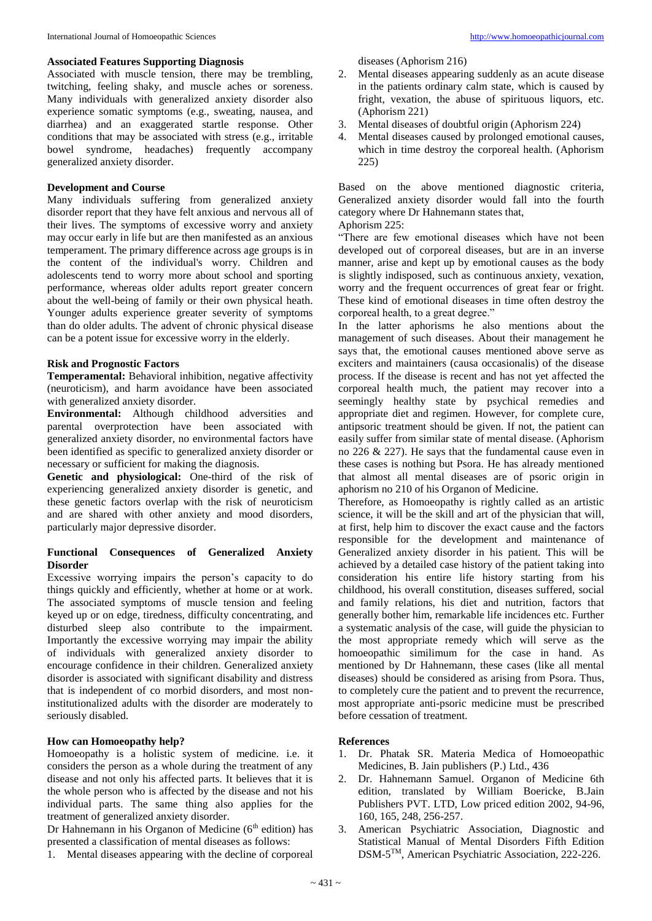### Associated Features Supporting Diagnosis

Associated with muscle tension, there may be trembling, twitching, feeling shaky, and muscle aches or soreness. Many individuals with generalized anxiety disorder also experience somatic symptoms (e.g., sweating, nausea, and diarrhea) and an exaggerated startle response. Other conditions that may be associated with stress (e.g., irritable bowel syndrome, headaches) frequently accompany generalized anxiety disorder.

### Development and Course

Many individuals suffering from generalized anxiety disorder report that they have felt anxious and nervous all of their lives. The symptoms of excessive worry and anxiety may occur early in life but are then manifested as an anxious temperament. The primary difference across age groups is in the content of the individual's worry. Children and adolescents tend to worry more about school and sporting performance, whereas older adults report greater concern about the well-being of family or their own physical heath. Younger adults experience greater severity of symptoms than do older adults. The advent of chronic physical disease can be a potent issue for excessive worry in the elderly.

### Risk and Prognostic Factors

**Temperamental:** Behavioral inhibition, negative affectivity (neuroticism), and harm avoidance have been associated with generalized anxiety disorder.

**Environmental:** Although childhood adversities and parental overprotection have been associated with generalized anxiety disorder, no environmental factors have been identified as specific to generalized anxiety disorder or necessary or sufficient for making the diagnosis.

**Genetic and physiological:** One-third of the risk of experiencing generalized anxiety disorder is genetic, and these genetic factors overlap with the risk of neuroticism and are shared with other anxiety and mood disorders, particularly major depressive disorder.

### Functional Consequences of Generalized Anxiety Disorder

Excessive worrying impairs the person's capacity to do things quickly and efficiently, whether at home or at work. The associated symptoms of muscle tension and feeling keyed up or on edge, tiredness, difficulty concentrating, and disturbed sleep also contribute to the impairment. Importantly the excessive worrying may impair the ability of individuals with generalized anxiety disorder to encourage confidence in their children. Generalized anxiety disorder is associated with significant disability and distress that is independent of co morbid disorders, and most non-institutionalized adults with the disorder are moderately to seriously disabled.

### How can Homoeopathy help?

Homoeopathy is a holistic system of medicine. i.e. it considers the person as a whole during the treatment of any disease and not only his affected parts. It believes that it is the whole person who is affected by the disease and not his individual parts. The same thing also applies for the treatment of generalized anxiety disorder.

Dr Hahnemann in his Organon of Medicine (6th edition) has presented a classification of mental diseases as follows:

1. Mental diseases appearing with the decline of corporeal diseases (Aphorism 216)
2. Mental diseases appearing suddenly as an acute disease in the patients ordinary calm state, which is caused by fright, vexation, the abuse of spirituous liquors, etc. (Aphorism 221)
3. Mental diseases of doubtful origin (Aphorism 224)
4. Mental diseases caused by prolonged emotional causes, which in time destroy the corporeal health. (Aphorism 225)

Based on the above mentioned diagnostic criteria, Generalized anxiety disorder would fall into the fourth category where Dr Hahnemann states that,

Aphorism 225:

"There are few emotional diseases which have not been developed out of corporeal diseases, but are in an inverse manner, arise and kept up by emotional causes as the body is slightly indisposed, such as continuous anxiety, vexation, worry and the frequent occurrences of great fear or fright. These kind of emotional diseases in time often destroy the corporeal health, to a great degree."

In the latter aphorisms he also mentions about the management of such diseases. About their management he says that, the emotional causes mentioned above serve as exciters and maintainers (causa occasionalis) of the disease process. If the disease is recent and has not yet affected the corporeal health much, the patient may recover into a seemingly healthy state by psychical remedies and appropriate diet and regimen. However, for complete cure, antipsoric treatment should be given. If not, the patient can easily suffer from similar state of mental disease. (Aphorism no 226 & 227). He says that the fundamental cause even in these cases is nothing but Psora. He has already mentioned that almost all mental diseases are of psoric origin in aphorism no 210 of his Organon of Medicine.

Therefore, as Homoeopathy is rightly called as an artistic science, it will be the skill and art of the physician that will, at first, help him to discover the exact cause and the factors responsible for the development and maintenance of Generalized anxiety disorder in his patient. This will be achieved by a detailed case history of the patient taking into consideration his entire life history starting from his childhood, his overall constitution, diseases suffered, social and family relations, his diet and nutrition, factors that generally bother him, remarkable life incidences etc. Further a systematic analysis of the case, will guide the physician to the most appropriate remedy which will serve as the homoeopathic similimum for the case in hand. As mentioned by Dr Hahnemann, these cases (like all mental diseases) should be considered as arising from Psora. Thus, to completely cure the patient and to prevent the recurrence, most appropriate anti-psoric medicine must be prescribed before cessation of treatment.

### References

1. Dr. Phatak SR. Materia Medica of Homoeopathic Medicines, B. Jain publishers (P.) Ltd., 436
2. Dr. Hahnemann Samuel. Organon of Medicine 6th edition, translated by William Boericke, B.Jain Publishers PVT. LTD, Low priced edition 2002, 94-96, 160, 165, 248, 256-257.
3. American Psychiatric Association, Diagnostic and Statistical Manual of Mental Disorders Fifth Edition DSM-5TM, American Psychiatric Association, 222-226.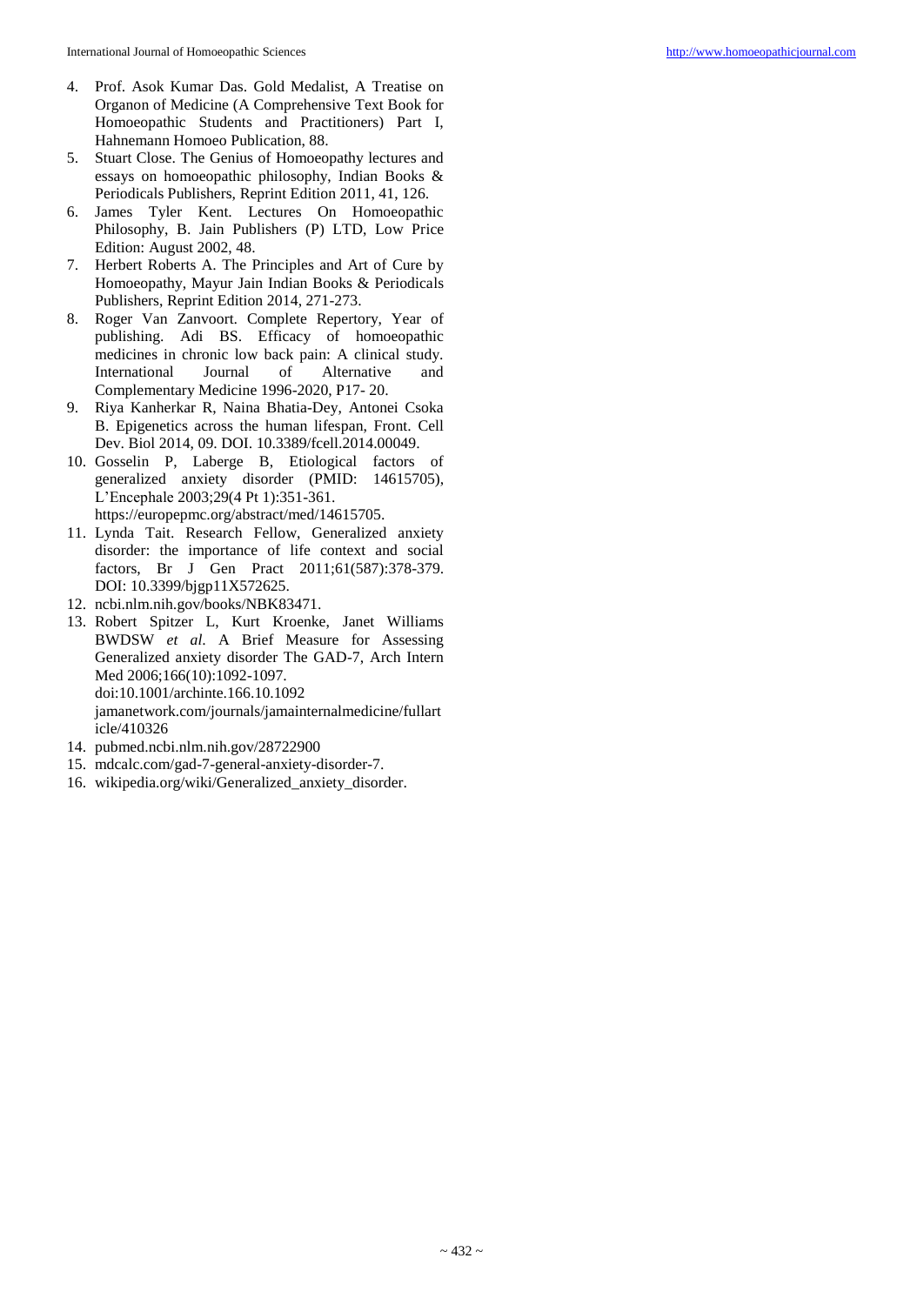4. Prof. Asok Kumar Das. Gold Medalist, A Treatise on Organon of Medicine (A Comprehensive Text Book for Homoeopathic Students and Practitioners) Part I, Hahnemann Homoeo Publication, 88.
5. Stuart Close. The Genius of Homoeopathy lectures and essays on homoeopathic philosophy, Indian Books & Periodicals Publishers, Reprint Edition 2011, 41, 126.
6. James Tyler Kent. Lectures On Homoeopathic Philosophy, B. Jain Publishers (P) LTD, Low Price Edition: August 2002, 48.
7. Herbert Roberts A. The Principles and Art of Cure by Homoeopathy, Mayur Jain Indian Books & Periodicals Publishers, Reprint Edition 2014, 271-273.
8. Roger Van Zanvoort. Complete Repertory, Year of publishing. Adi BS. Efficacy of homoeopathic medicines in chronic low back pain: A clinical study. International Journal of Alternative and Complementary Medicine 1996-2020, P17- 20.
9. Riya Kanherkar R, Naina Bhatia-Dey, Antonei Csoka B. Epigenetics across the human lifespan, Front. Cell Dev. Biol 2014, 09. DOI. 10.3389/fcell.2014.00049.
10. Gosselin P, Laberge B, Etiological factors of generalized anxiety disorder (PMID: 14615705), L'Encephale 2003;29(4 Pt 1):351-361. https://europepmc.org/abstract/med/14615705.
11. Lynda Tait. Research Fellow, Generalized anxiety disorder: the importance of life context and social factors, Br J Gen Pract 2011;61(587):378-379. DOI: 10.3399/bjgp11X572625.
12. ncbi.nlm.nih.gov/books/NBK83471.
13. Robert Spitzer L, Kurt Kroenke, Janet Williams BWDSW *et al.* A Brief Measure for Assessing Generalized anxiety disorder The GAD-7, Arch Intern Med 2006;166(10):1092-1097. doi:10.1001/archinte.166.10.1092 jamanetwork.com/journals/jamainternalmedicine/fullarticle/410326
14. pubmed.ncbi.nlm.nih.gov/28722900
15. mdcalc.com/gad-7-general-anxiety-disorder-7.
16. wikipedia.org/wiki/Generalized_anxiety_disorder.